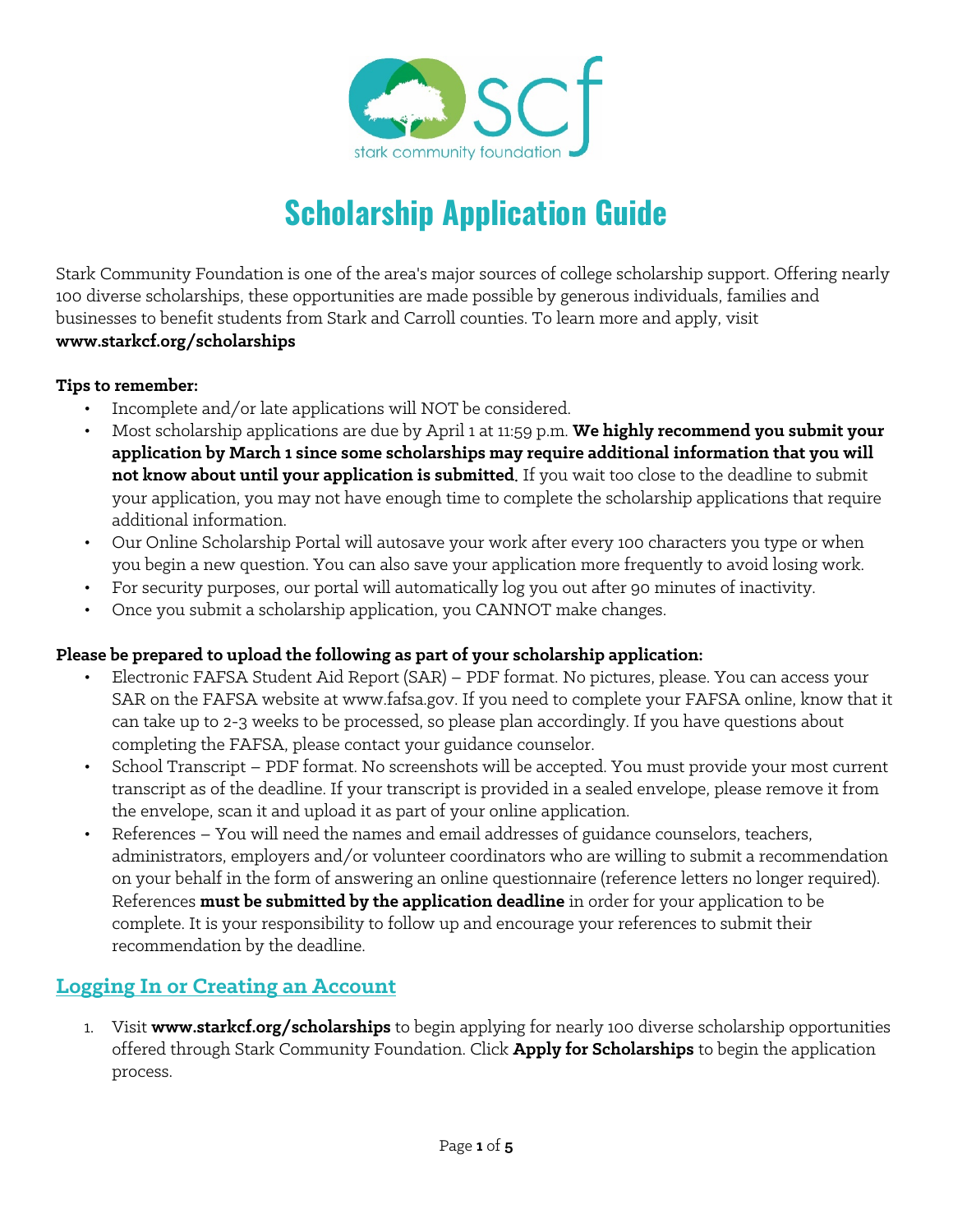# Scholarship Application Guide

Stark Community Foundation is one of the area's major sources of college scholarship support. Offering nearly 100 diverse scholarships, these opportunities are made possible by generous individuals, families and businesses to benefit students from Stark and Carroll counties. To learn more and apply, visit **www.starkcf.org/scholarships**

**Tips to remember:**

- Incomplete and/or late applications will NOT be considered.
- Most scholarship applications are due by April 1 at 11:59 p.m. **We highly recommend you submit your application by March 1 since some scholarships may require additional information that you will not know about until your application is submitted.** If you wait too close to the deadline to submit your application, you may not have enough time to complete the scholarship applications that require additional information.
- Our Online Scholarship Portal will autosave your work after every 100 characters you type or when you begin a new question. You can also save your application more frequently to avoid losing work.
- For security purposes, our portal will automatically log you out after 90 minutes of inactivity.
- Once you submit a scholarship application, you CANNOT make changes.

**Please be prepared to upload the following as part of your scholarship application:**

- Electronic FAFSA Student Aid Report (SAR) – PDF format. No pictures, please. You can access your SAR on the FAFSA website at www.fafsa.gov. If you need to complete your FAFSA online, know that it can take up to 2-3 weeks to be processed, so please plan accordingly. If you have questions about completing the FAFSA, please contact your guidance counselor.
- School Transcript – PDF format. No screenshots will be accepted. You must provide your most current transcript as of the deadline. If your transcript is provided in a sealed envelope, please remove it from the envelope, scan it and upload it as part of your online application.
- References – You will need the names and email addresses of guidance counselors, teachers, administrators, employers and/or volunteer coordinators who are willing to submit a recommendation on your behalf in the form of answering an online questionnaire (reference letters no longer required). References **must be submitted by the application deadline** in order for your application to be complete. It is your responsibility to follow up and encourage your references to submit their recommendation by the deadline.

## Logging In or Creating an Account

1. Visit **www.starkcf.org/scholarships** to begin applying for nearly 100 diverse scholarship opportunities offered through Stark Community Foundation. Click **Apply for Scholarships** to begin the application process.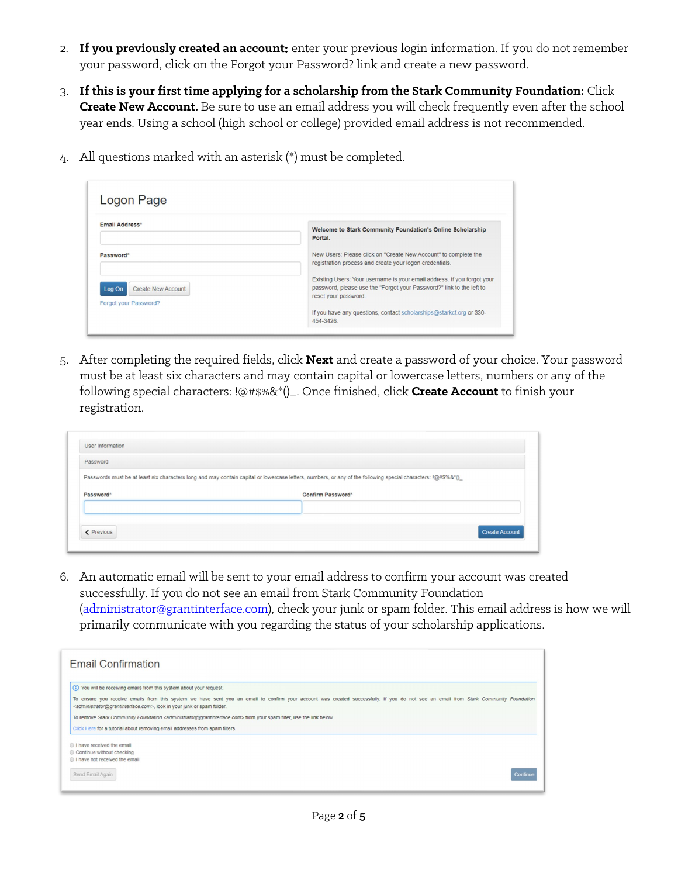2. **If you previously created an account:** enter your previous login information. If you do not remember your password, click on the Forgot your Password? link and create a new password.

3. **If this is your first time applying for a scholarship from the Stark Community Foundation:** Click **Create New Account.** Be sure to use an email address you will check frequently even after the school year ends. Using a school (high school or college) provided email address is not recommended.

4. All questions marked with an asterisk (*) must be completed.

Logon Page

Email Address*

Password*

Log On | Create New Account

Forgot your Password?

Welcome to Stark Community Foundation's Online Scholarship Portal.

New Users: Please click on "Create New Account" to complete the registration process and create your logon credentials.

Existing Users: Your username is your email address. If you forgot your password, please use the "Forgot your Password?" link to the left to reset your password.

If you have any questions, contact scholarships@starkcf.org or 330-454-3426.

5. After completing the required fields, click **Next** and create a password of your choice. Your password must be at least six characters and may contain capital or lowercase letters, numbers or any of the following special characters: !@#$%&*()_. Once finished, click **Create Account** to finish your registration.

User Information

Password

Passwords must be at least six characters long and may contain capital or lowercase letters, numbers, or any of the following special characters: !@#$%&*()_

Password* | Confirm Password*

Previous | Create Account

6. An automatic email will be sent to your email address to confirm your account was created successfully. If you do not see an email from Stark Community Foundation (administrator@grantinterface.com), check your junk or spam folder. This email address is how we will primarily communicate with you regarding the status of your scholarship applications.

Email Confirmation

You will be receiving emails from this system about your request.

To ensure you receive emails from this system we have sent you an email to confirm your account was created successfully. If you do not see an email from *Stark Community Foundation <administrator@grantinterface.com>*, look in your junk or spam folder.

To remove *Stark Community Foundation <administrator@grantinterface.com>* from your spam filter, use the link below.

Click Here for a tutorial about removing email addresses from spam filters.

- I have received the email
- Continue without checking
- I have not received the email

Send Email Again | Continue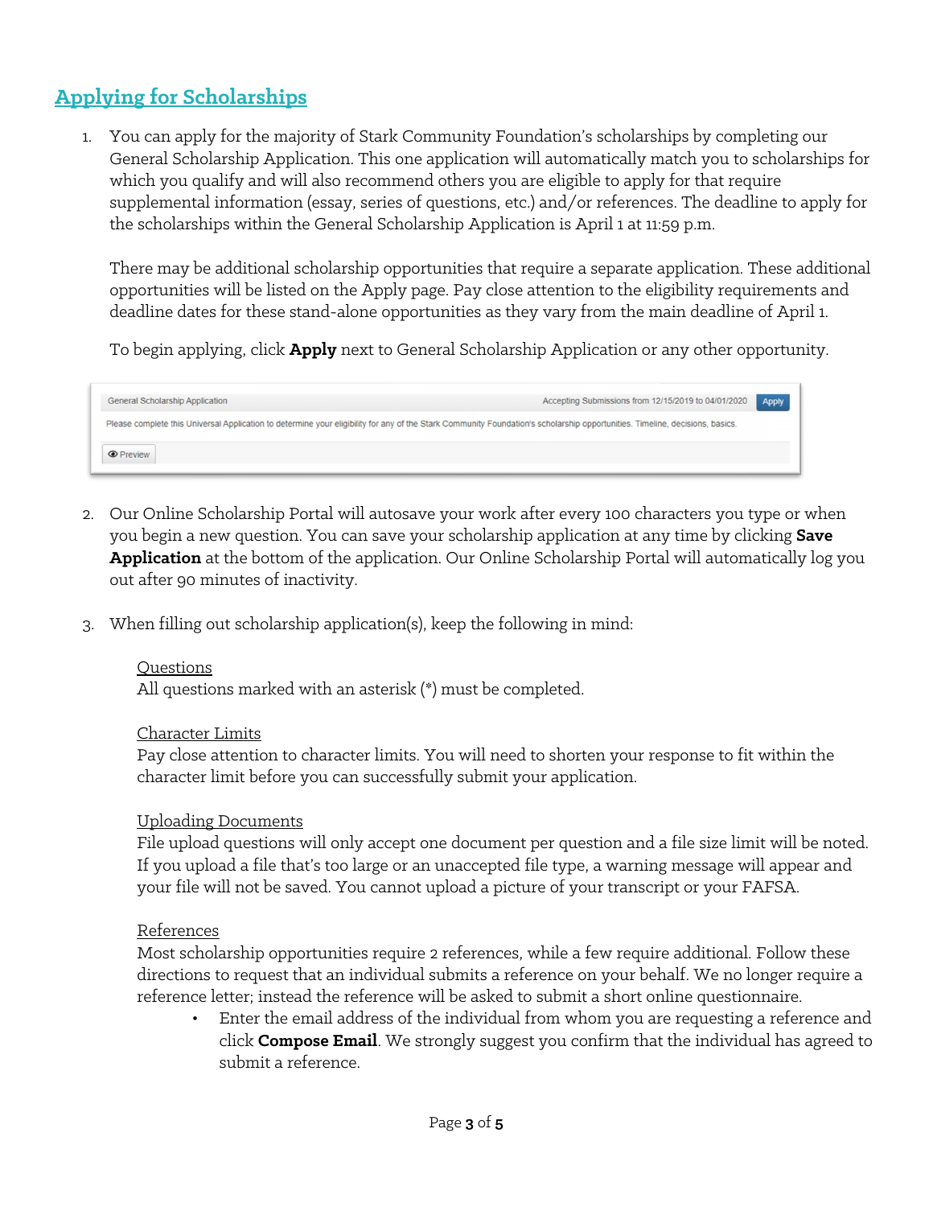## Applying for Scholarships

1. You can apply for the majority of Stark Community Foundation's scholarships by completing our General Scholarship Application. This one application will automatically match you to scholarships for which you qualify and will also recommend others you are eligible to apply for that require supplemental information (essay, series of questions, etc.) and/or references. The deadline to apply for the scholarships within the General Scholarship Application is April 1 at 11:59 p.m.

   There may be additional scholarship opportunities that require a separate application. These additional opportunities will be listed on the Apply page. Pay close attention to the eligibility requirements and deadline dates for these stand-alone opportunities as they vary from the main deadline of April 1.

   To begin applying, click **Apply** next to General Scholarship Application or any other opportunity.

   General Scholarship Application — Accepting Submissions from 12/15/2019 to 04/01/2020 — Apply

   Please complete this Universal Application to determine your eligibility for any of the Stark Community Foundation's scholarship opportunities. Timeline, decisions, basics.

   Preview

2. Our Online Scholarship Portal will autosave your work after every 100 characters you type or when you begin a new question. You can save your scholarship application at any time by clicking **Save Application** at the bottom of the application. Our Online Scholarship Portal will automatically log you out after 90 minutes of inactivity.

3. When filling out scholarship application(s), keep the following in mind:

   Questions
   All questions marked with an asterisk (*) must be completed.

   Character Limits
   Pay close attention to character limits. You will need to shorten your response to fit within the character limit before you can successfully submit your application.

   Uploading Documents
   File upload questions will only accept one document per question and a file size limit will be noted. If you upload a file that's too large or an unaccepted file type, a warning message will appear and your file will not be saved. You cannot upload a picture of your transcript or your FAFSA.

   References
   Most scholarship opportunities require 2 references, while a few require additional. Follow these directions to request that an individual submits a reference on your behalf. We no longer require a reference letter; instead the reference will be asked to submit a short online questionnaire.

   - Enter the email address of the individual from whom you are requesting a reference and click **Compose Email**. We strongly suggest you confirm that the individual has agreed to submit a reference.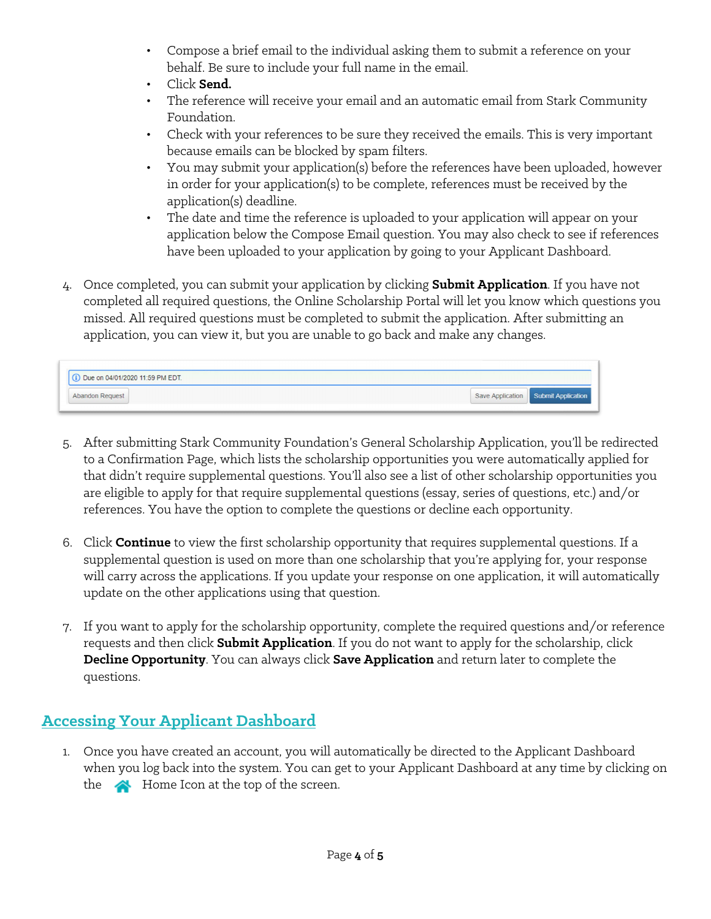- Compose a brief email to the individual asking them to submit a reference on your behalf. Be sure to include your full name in the email.
- Click **Send.**
- The reference will receive your email and an automatic email from Stark Community Foundation.
- Check with your references to be sure they received the emails. This is very important because emails can be blocked by spam filters.
- You may submit your application(s) before the references have been uploaded, however in order for your application(s) to be complete, references must be received by the application(s) deadline.
- The date and time the reference is uploaded to your application will appear on your application below the Compose Email question. You may also check to see if references have been uploaded to your application by going to your Applicant Dashboard.

4. Once completed, you can submit your application by clicking **Submit Application**. If you have not completed all required questions, the Online Scholarship Portal will let you know which questions you missed. All required questions must be completed to submit the application. After submitting an application, you can view it, but you are unable to go back and make any changes.

5. After submitting Stark Community Foundation's General Scholarship Application, you'll be redirected to a Confirmation Page, which lists the scholarship opportunities you were automatically applied for that didn't require supplemental questions. You'll also see a list of other scholarship opportunities you are eligible to apply for that require supplemental questions (essay, series of questions, etc.) and/or references. You have the option to complete the questions or decline each opportunity.

6. Click **Continue** to view the first scholarship opportunity that requires supplemental questions. If a supplemental question is used on more than one scholarship that you're applying for, your response will carry across the applications. If you update your response on one application, it will automatically update on the other applications using that question.

7. If you want to apply for the scholarship opportunity, complete the required questions and/or reference requests and then click **Submit Application**. If you do not want to apply for the scholarship, click **Decline Opportunity**. You can always click **Save Application** and return later to complete the questions.

## Accessing Your Applicant Dashboard

1. Once you have created an account, you will automatically be directed to the Applicant Dashboard when you log back into the system. You can get to your Applicant Dashboard at any time by clicking on the Home Icon at the top of the screen.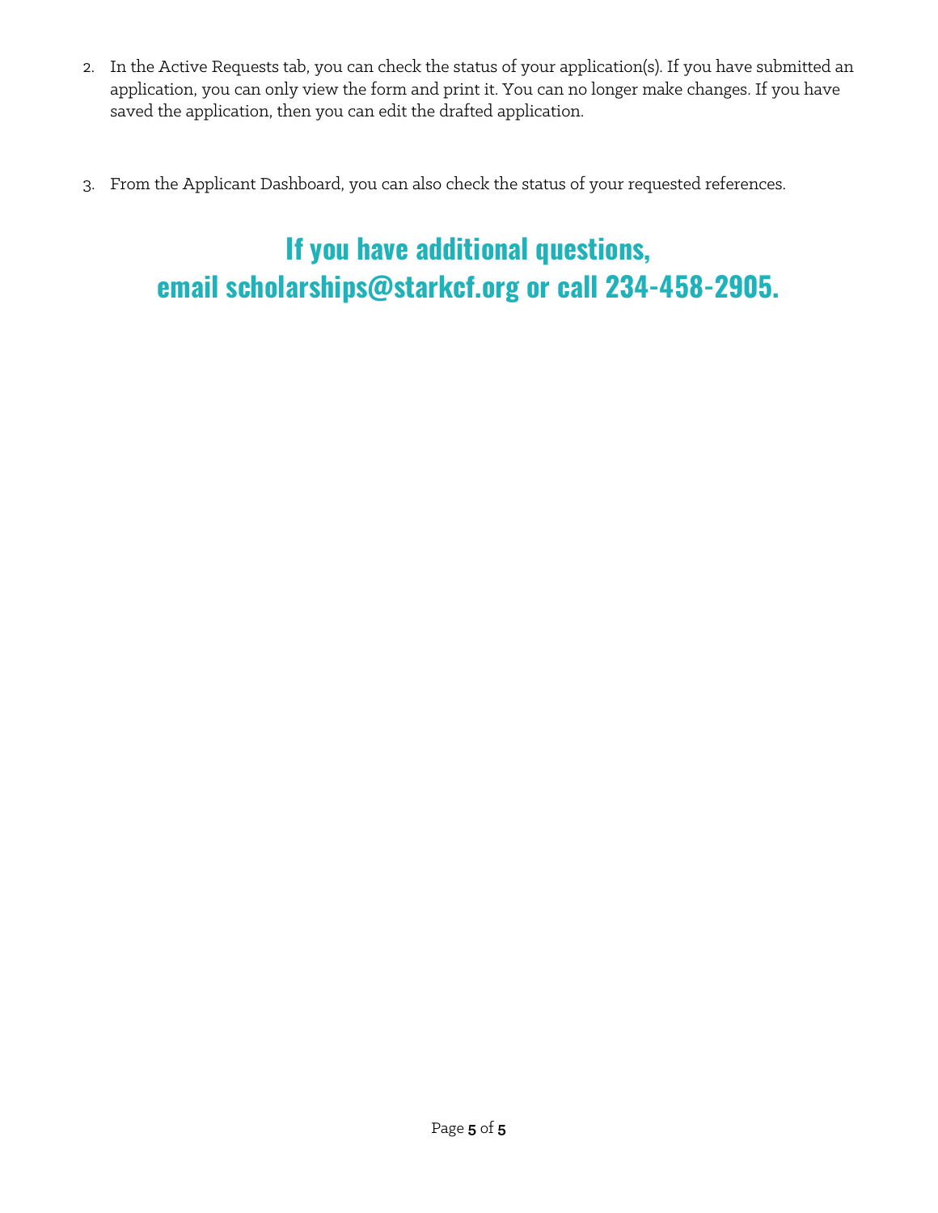2. In the Active Requests tab, you can check the status of your application(s). If you have submitted an application, you can only view the form and print it. You can no longer make changes. If you have saved the application, then you can edit the drafted application.

3. From the Applicant Dashboard, you can also check the status of your requested references.

## If you have additional questions, email scholarships@starkcf.org or call 234-458-2905.